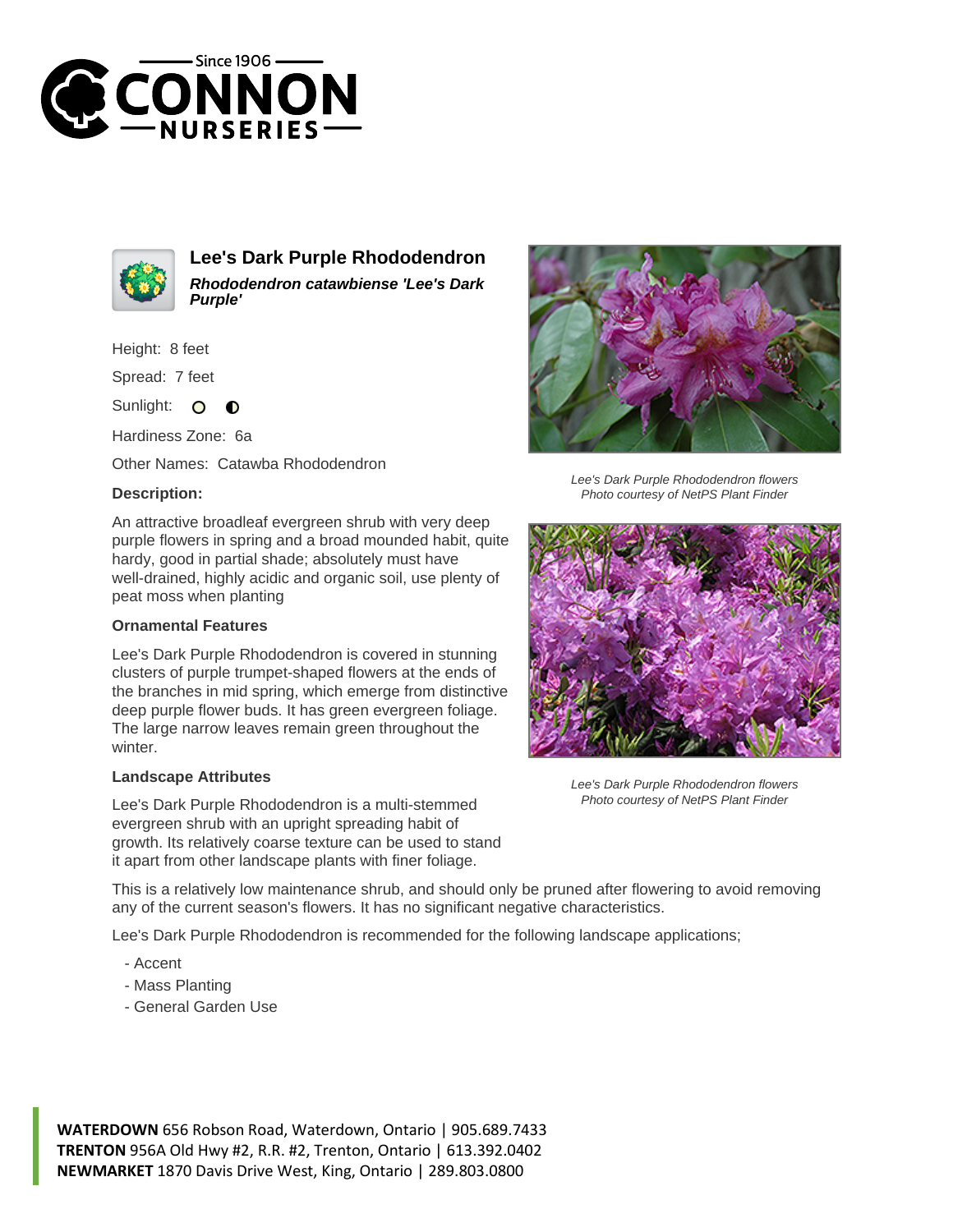Since 1906
CONNON
NURSERIES

# Lee's Dark Purple Rhododendron

***Rhododendron catawbiense 'Lee's Dark Purple'***

Height: 8 feet

Spread: 7 feet

Sunlight:

Hardiness Zone: 6a

Other Names: Catawba Rhododendron

### Description:

An attractive broadleaf evergreen shrub with very deep purple flowers in spring and a broad mounded habit, quite hardy, good in partial shade; absolutely must have well-drained, highly acidic and organic soil, use plenty of peat moss when planting

### Ornamental Features

Lee's Dark Purple Rhododendron is covered in stunning clusters of purple trumpet-shaped flowers at the ends of the branches in mid spring, which emerge from distinctive deep purple flower buds. It has green evergreen foliage. The large narrow leaves remain green throughout the winter.

### Landscape Attributes

Lee's Dark Purple Rhododendron is a multi-stemmed evergreen shrub with an upright spreading habit of growth. Its relatively coarse texture can be used to stand it apart from other landscape plants with finer foliage.

This is a relatively low maintenance shrub, and should only be pruned after flowering to avoid removing any of the current season's flowers. It has no significant negative characteristics.

Lee's Dark Purple Rhododendron is recommended for the following landscape applications;

- Accent
- Mass Planting
- General Garden Use

*Lee's Dark Purple Rhododendron flowers*
*Photo courtesy of NetPS Plant Finder*

*Lee's Dark Purple Rhododendron flowers*
*Photo courtesy of NetPS Plant Finder*

**WATERDOWN** 656 Robson Road, Waterdown, Ontario | 905.689.7433
**TRENTON** 956A Old Hwy #2, R.R. #2, Trenton, Ontario | 613.392.0402
**NEWMARKET** 1870 Davis Drive West, King, Ontario | 289.803.0800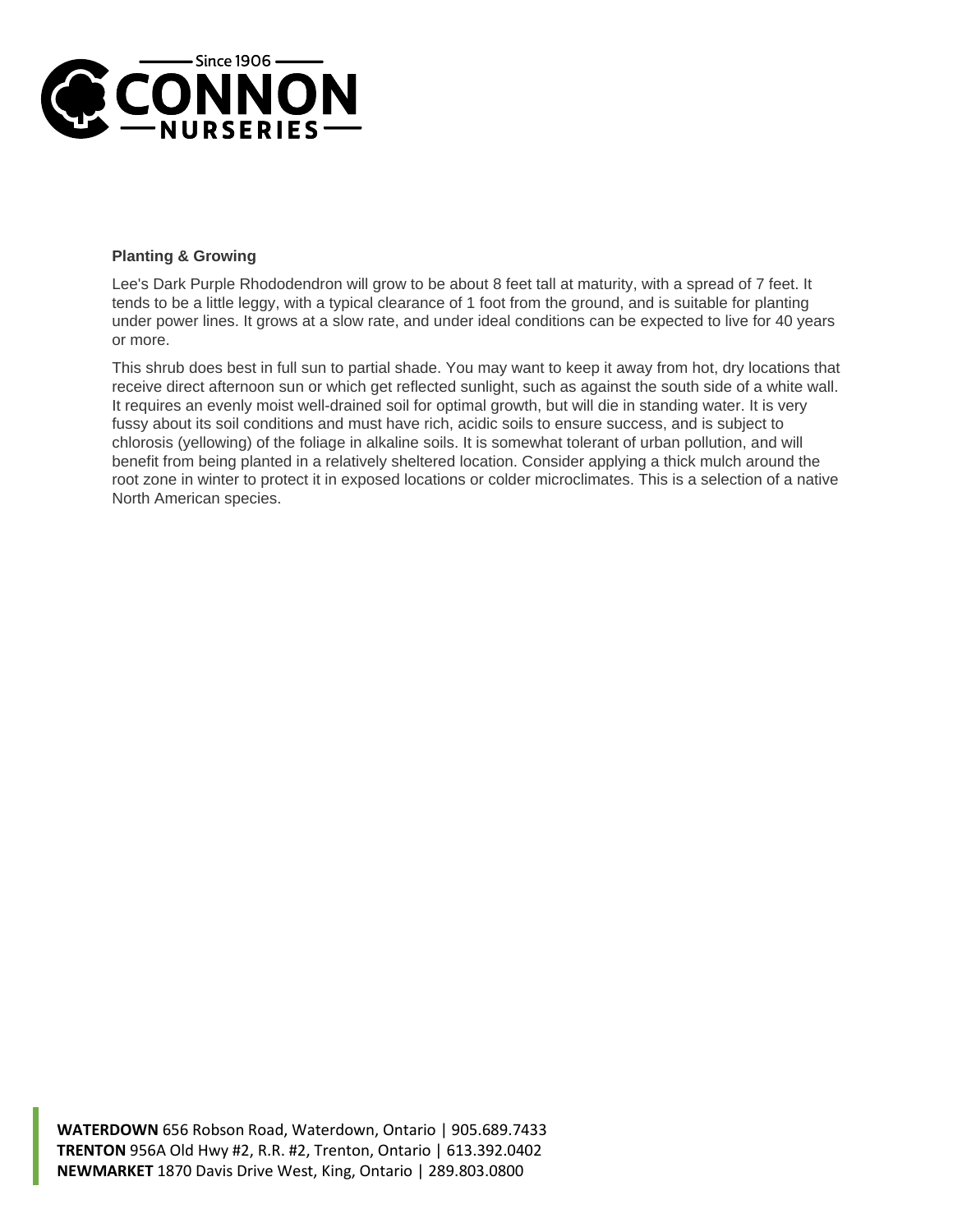### Planting & Growing

Lee's Dark Purple Rhododendron will grow to be about 8 feet tall at maturity, with a spread of 7 feet. It tends to be a little leggy, with a typical clearance of 1 foot from the ground, and is suitable for planting under power lines. It grows at a slow rate, and under ideal conditions can be expected to live for 40 years or more.

This shrub does best in full sun to partial shade. You may want to keep it away from hot, dry locations that receive direct afternoon sun or which get reflected sunlight, such as against the south side of a white wall. It requires an evenly moist well-drained soil for optimal growth, but will die in standing water. It is very fussy about its soil conditions and must have rich, acidic soils to ensure success, and is subject to chlorosis (yellowing) of the foliage in alkaline soils. It is somewhat tolerant of urban pollution, and will benefit from being planted in a relatively sheltered location. Consider applying a thick mulch around the root zone in winter to protect it in exposed locations or colder microclimates. This is a selection of a native North American species.